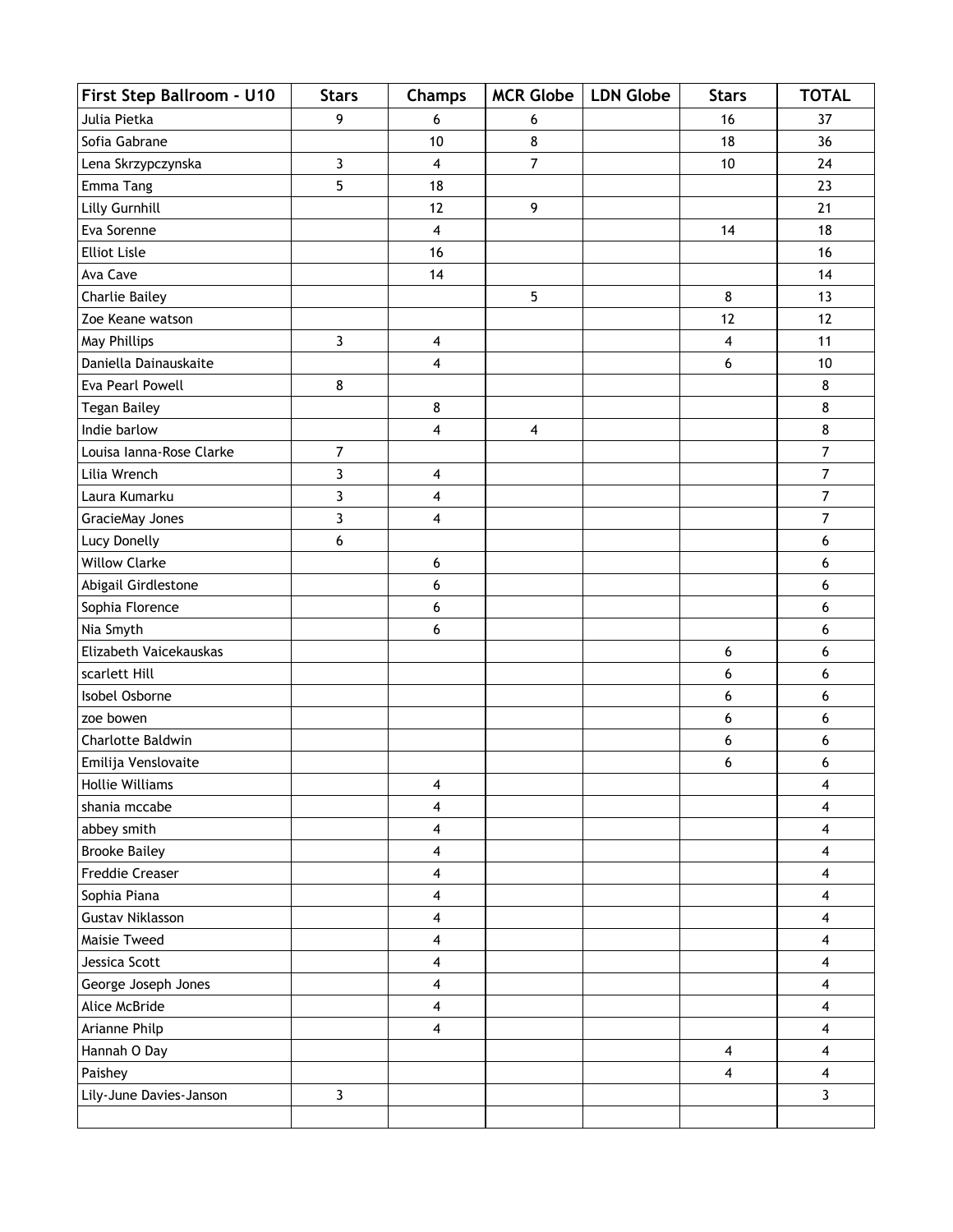| First Step Ballroom - U10 | Stars | Champs | MCR Globe | LDN Globe | Stars | TOTAL |
|---|---|---|---|---|---|---|
| Julia Pietka | 9 | 6 | 6 | | 16 | 37 |
| Sofia Gabrane | | 10 | 8 | | 18 | 36 |
| Lena Skrzypczynska | 3 | 4 | 7 | | 10 | 24 |
| Emma Tang | 5 | 18 | | | | 23 |
| Lilly Gurnhill | | 12 | 9 | | | 21 |
| Eva Sorenne | | 4 | | | 14 | 18 |
| Elliot Lisle | | 16 | | | | 16 |
| Ava Cave | | 14 | | | | 14 |
| Charlie Bailey | | | 5 | | 8 | 13 |
| Zoe Keane watson | | | | | 12 | 12 |
| May Phillips | 3 | 4 | | | 4 | 11 |
| Daniella Dainauskaite | | 4 | | | 6 | 10 |
| Eva Pearl Powell | 8 | | | | | 8 |
| Tegan Bailey | | 8 | | | | 8 |
| Indie barlow | | 4 | 4 | | | 8 |
| Louisa Ianna-Rose Clarke | 7 | | | | | 7 |
| Lilia Wrench | 3 | 4 | | | | 7 |
| Laura Kumarku | 3 | 4 | | | | 7 |
| GracieMay Jones | 3 | 4 | | | | 7 |
| Lucy Donelly | 6 | | | | | 6 |
| Willow Clarke | | 6 | | | | 6 |
| Abigail Girdlestone | | 6 | | | | 6 |
| Sophia Florence | | 6 | | | | 6 |
| Nia Smyth | | 6 | | | | 6 |
| Elizabeth Vaicekauskas | | | | | 6 | 6 |
| scarlett Hill | | | | | 6 | 6 |
| Isobel Osborne | | | | | 6 | 6 |
| zoe bowen | | | | | 6 | 6 |
| Charlotte Baldwin | | | | | 6 | 6 |
| Emilija Venslovaite | | | | | 6 | 6 |
| Hollie Williams | | 4 | | | | 4 |
| shania mccabe | | 4 | | | | 4 |
| abbey smith | | 4 | | | | 4 |
| Brooke Bailey | | 4 | | | | 4 |
| Freddie Creaser | | 4 | | | | 4 |
| Sophia Piana | | 4 | | | | 4 |
| Gustav Niklasson | | 4 | | | | 4 |
| Maisie Tweed | | 4 | | | | 4 |
| Jessica Scott | | 4 | | | | 4 |
| George Joseph Jones | | 4 | | | | 4 |
| Alice McBride | | 4 | | | | 4 |
| Arianne Philp | | 4 | | | | 4 |
| Hannah O Day | | | | | 4 | 4 |
| Paishey | | | | | 4 | 4 |
| Lily-June Davies-Janson | 3 | | | | | 3 |
| | | | | | | |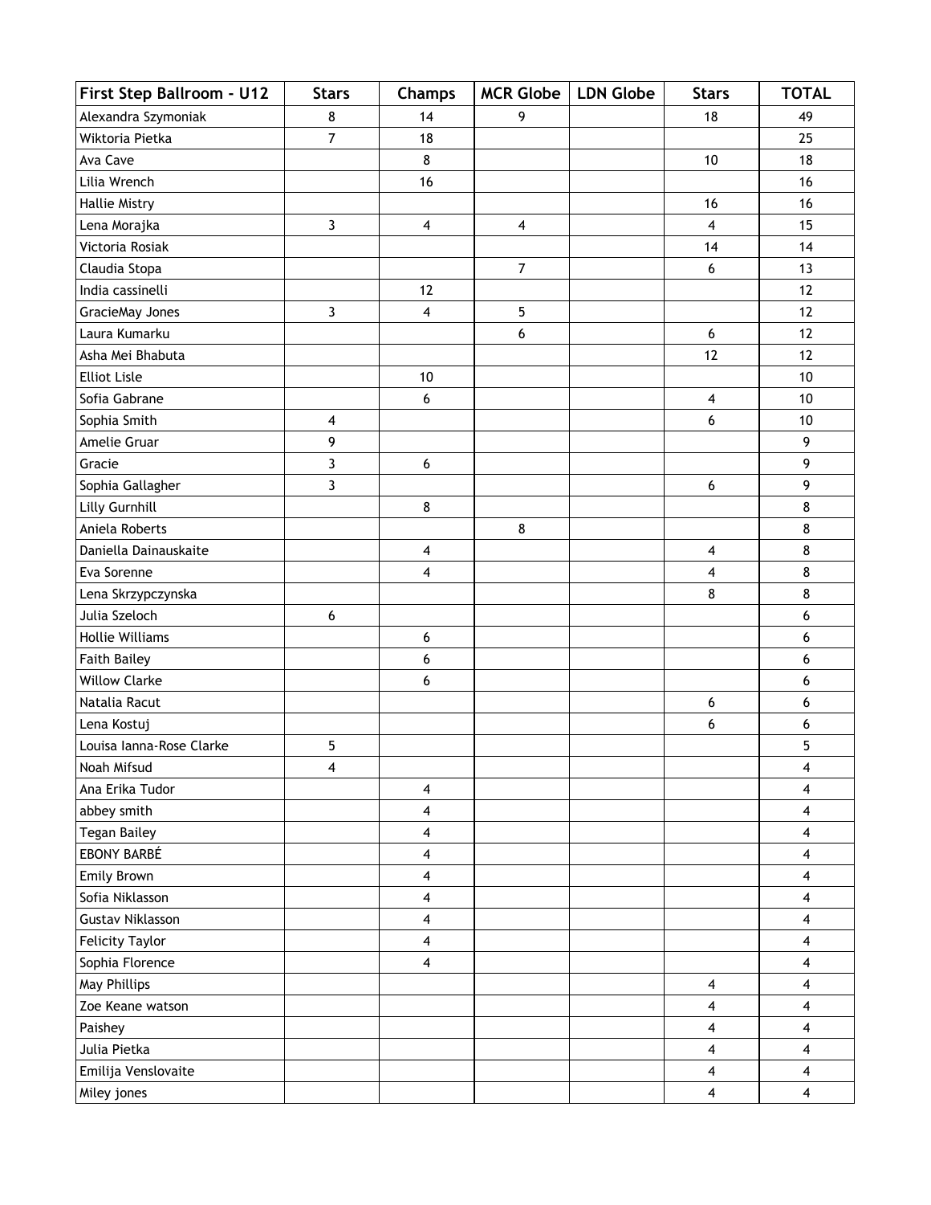| First Step Ballroom - U12 | Stars | Champs | MCR Globe | LDN Globe | Stars | TOTAL |
|---|---|---|---|---|---|---|
| Alexandra Szymoniak | 8 | 14 | 9 | | 18 | 49 |
| Wiktoria Pietka | 7 | 18 | | | | 25 |
| Ava Cave | | 8 | | | 10 | 18 |
| Lilia Wrench | | 16 | | | | 16 |
| Hallie Mistry | | | | | 16 | 16 |
| Lena Morajka | 3 | 4 | 4 | | 4 | 15 |
| Victoria Rosiak | | | | | 14 | 14 |
| Claudia Stopa | | | 7 | | 6 | 13 |
| India cassinelli | | 12 | | | | 12 |
| GracieMay Jones | 3 | 4 | 5 | | | 12 |
| Laura Kumarku | | | 6 | | 6 | 12 |
| Asha Mei Bhabuta | | | | | 12 | 12 |
| Elliot Lisle | | 10 | | | | 10 |
| Sofia Gabrane | | 6 | | | 4 | 10 |
| Sophia Smith | 4 | | | | 6 | 10 |
| Amelie Gruar | 9 | | | | | 9 |
| Gracie | 3 | 6 | | | | 9 |
| Sophia Gallagher | 3 | | | | 6 | 9 |
| Lilly Gurnhill | | 8 | | | | 8 |
| Aniela Roberts | | | 8 | | | 8 |
| Daniella Dainauskaite | | 4 | | | 4 | 8 |
| Eva Sorenne | | 4 | | | 4 | 8 |
| Lena Skrzypczynska | | | | | 8 | 8 |
| Julia Szeloch | 6 | | | | | 6 |
| Hollie Williams | | 6 | | | | 6 |
| Faith Bailey | | 6 | | | | 6 |
| Willow Clarke | | 6 | | | | 6 |
| Natalia Racut | | | | | 6 | 6 |
| Lena Kostuj | | | | | 6 | 6 |
| Louisa Ianna-Rose Clarke | 5 | | | | | 5 |
| Noah Mifsud | 4 | | | | | 4 |
| Ana Erika Tudor | | 4 | | | | 4 |
| abbey smith | | 4 | | | | 4 |
| Tegan Bailey | | 4 | | | | 4 |
| EBONY BARBÉ | | 4 | | | | 4 |
| Emily Brown | | 4 | | | | 4 |
| Sofia Niklasson | | 4 | | | | 4 |
| Gustav Niklasson | | 4 | | | | 4 |
| Felicity Taylor | | 4 | | | | 4 |
| Sophia Florence | | 4 | | | | 4 |
| May Phillips | | | | | 4 | 4 |
| Zoe Keane watson | | | | | 4 | 4 |
| Paishey | | | | | 4 | 4 |
| Julia Pietka | | | | | 4 | 4 |
| Emilija Venslovaite | | | | | 4 | 4 |
| Miley jones | | | | | 4 | 4 |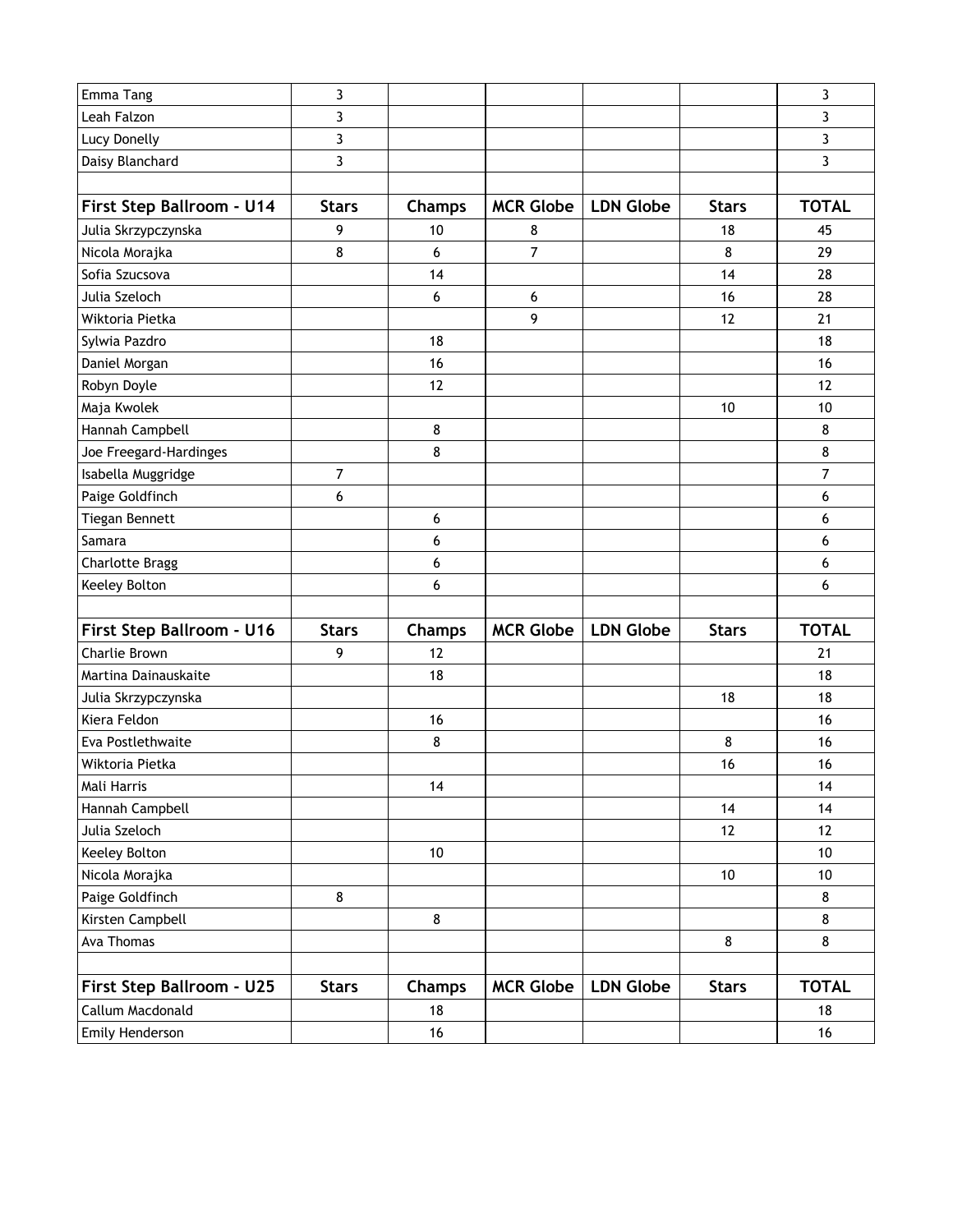| | | | | | | |
|---|---|---|---|---|---|---|
| Emma Tang | 3 | | | | | 3 |
| Leah Falzon | 3 | | | | | 3 |
| Lucy Donelly | 3 | | | | | 3 |
| Daisy Blanchard | 3 | | | | | 3 |
| | | | | | | |
| **First Step Ballroom - U14** | **Stars** | **Champs** | **MCR Globe** | **LDN Globe** | **Stars** | **TOTAL** |
| Julia Skrzypczynska | 9 | 10 | 8 | | 18 | 45 |
| Nicola Morajka | 8 | 6 | 7 | | 8 | 29 |
| Sofia Szucsova | | 14 | | | 14 | 28 |
| Julia Szeloch | | 6 | 6 | | 16 | 28 |
| Wiktoria Pietka | | | 9 | | 12 | 21 |
| Sylwia Pazdro | | 18 | | | | 18 |
| Daniel Morgan | | 16 | | | | 16 |
| Robyn Doyle | | 12 | | | | 12 |
| Maja Kwolek | | | | | 10 | 10 |
| Hannah Campbell | | 8 | | | | 8 |
| Joe Freegard-Hardinges | | 8 | | | | 8 |
| Isabella Muggridge | 7 | | | | | 7 |
| Paige Goldfinch | 6 | | | | | 6 |
| Tiegan Bennett | | 6 | | | | 6 |
| Samara | | 6 | | | | 6 |
| Charlotte Bragg | | 6 | | | | 6 |
| Keeley Bolton | | 6 | | | | 6 |
| | | | | | | |
| **First Step Ballroom - U16** | **Stars** | **Champs** | **MCR Globe** | **LDN Globe** | **Stars** | **TOTAL** |
| Charlie Brown | 9 | 12 | | | | 21 |
| Martina Dainauskaite | | 18 | | | | 18 |
| Julia Skrzypczynska | | | | | 18 | 18 |
| Kiera Feldon | | 16 | | | | 16 |
| Eva Postlethwaite | | 8 | | | 8 | 16 |
| Wiktoria Pietka | | | | | 16 | 16 |
| Mali Harris | | 14 | | | | 14 |
| Hannah Campbell | | | | | 14 | 14 |
| Julia Szeloch | | | | | 12 | 12 |
| Keeley Bolton | | 10 | | | | 10 |
| Nicola Morajka | | | | | 10 | 10 |
| Paige Goldfinch | 8 | | | | | 8 |
| Kirsten Campbell | | 8 | | | | 8 |
| Ava Thomas | | | | | 8 | 8 |
| | | | | | | |
| **First Step Ballroom - U25** | **Stars** | **Champs** | **MCR Globe** | **LDN Globe** | **Stars** | **TOTAL** |
| Callum Macdonald | | 18 | | | | 18 |
| Emily Henderson | | 16 | | | | 16 |